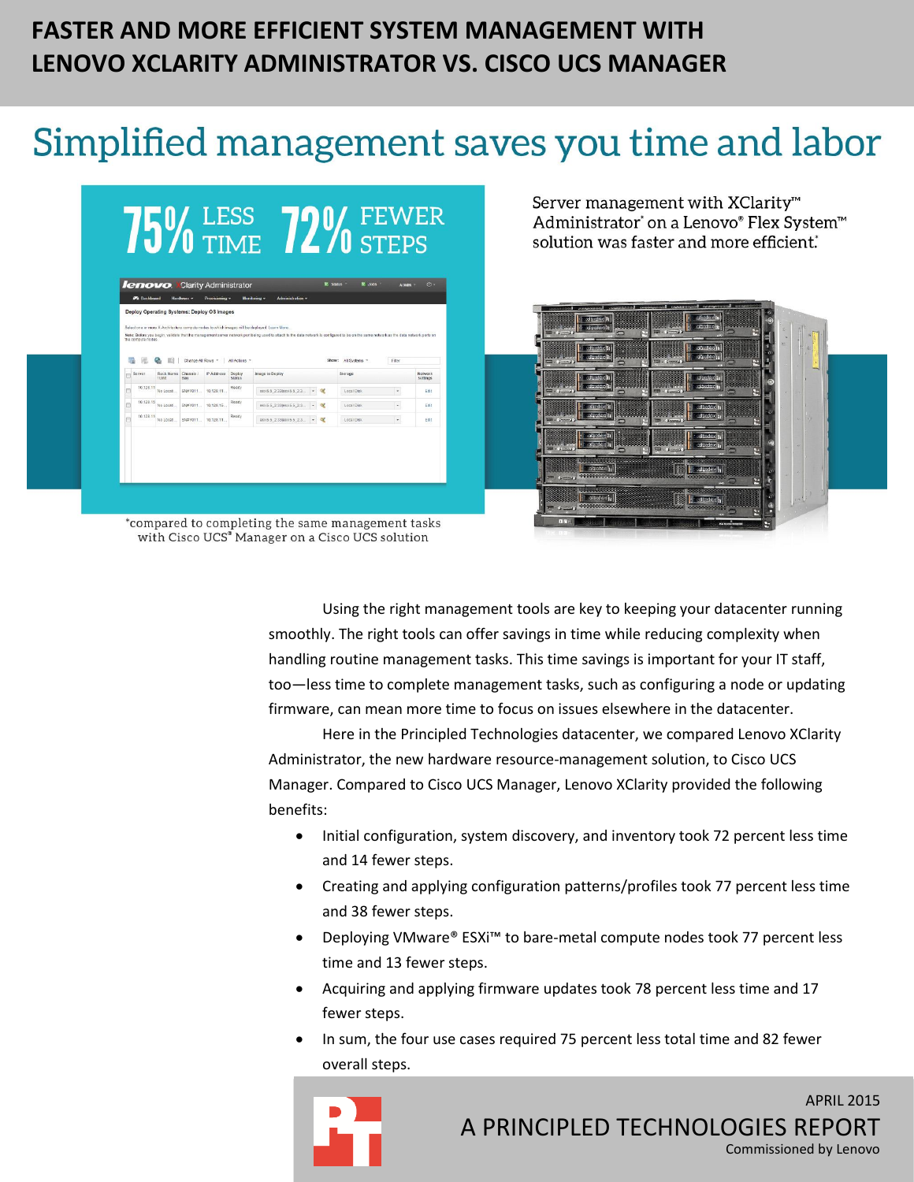# FASTER AND MORE EFFICIENT SYSTEM MANAGEMENT WITH LENOVO XCLARITY ADMINISTRATOR VS. CISCO UCS MANAGER

## Simplified management saves you time and labor

**75% LESS TIME 72% FEWER STEPS**

Server management with XClarity™ Administrator* on a Lenovo® Flex System™ solution was faster and more efficient.*

*compared to completing the same management tasks with Cisco UCS® Manager on a Cisco UCS solution

Using the right management tools are key to keeping your datacenter running smoothly. The right tools can offer savings in time while reducing complexity when handling routine management tasks. This time savings is important for your IT staff, too—less time to complete management tasks, such as configuring a node or updating firmware, can mean more time to focus on issues elsewhere in the datacenter.

Here in the Principled Technologies datacenter, we compared Lenovo XClarity Administrator, the new hardware resource-management solution, to Cisco UCS Manager. Compared to Cisco UCS Manager, Lenovo XClarity provided the following benefits:

- Initial configuration, system discovery, and inventory took 72 percent less time and 14 fewer steps.
- Creating and applying configuration patterns/profiles took 77 percent less time and 38 fewer steps.
- Deploying VMware® ESXi™ to bare-metal compute nodes took 77 percent less time and 13 fewer steps.
- Acquiring and applying firmware updates took 78 percent less time and 17 fewer steps.
- In sum, the four use cases required 75 percent less total time and 82 fewer overall steps.

APRIL 2015
A PRINCIPLED TECHNOLOGIES REPORT
Commissioned by Lenovo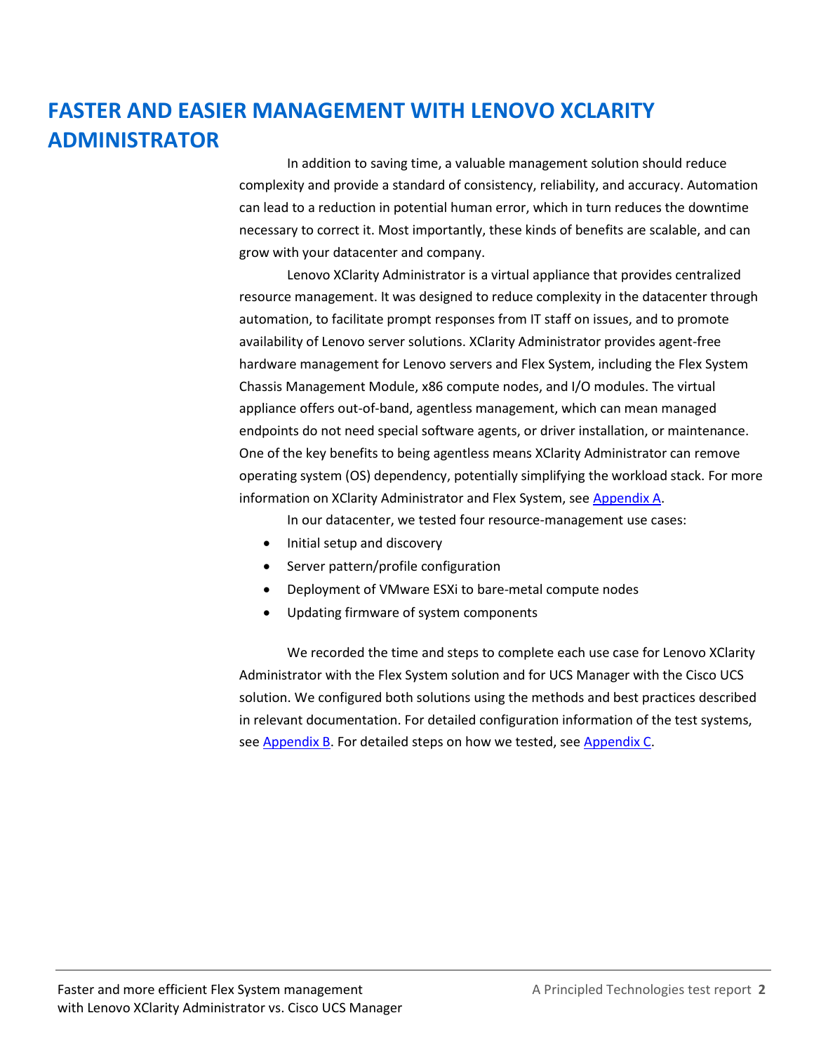## FASTER AND EASIER MANAGEMENT WITH LENOVO XCLARITY ADMINISTRATOR

In addition to saving time, a valuable management solution should reduce complexity and provide a standard of consistency, reliability, and accuracy. Automation can lead to a reduction in potential human error, which in turn reduces the downtime necessary to correct it. Most importantly, these kinds of benefits are scalable, and can grow with your datacenter and company.

Lenovo XClarity Administrator is a virtual appliance that provides centralized resource management. It was designed to reduce complexity in the datacenter through automation, to facilitate prompt responses from IT staff on issues, and to promote availability of Lenovo server solutions. XClarity Administrator provides agent-free hardware management for Lenovo servers and Flex System, including the Flex System Chassis Management Module, x86 compute nodes, and I/O modules. The virtual appliance offers out-of-band, agentless management, which can mean managed endpoints do not need special software agents, or driver installation, or maintenance. One of the key benefits to being agentless means XClarity Administrator can remove operating system (OS) dependency, potentially simplifying the workload stack. For more information on XClarity Administrator and Flex System, see Appendix A.

In our datacenter, we tested four resource-management use cases:

- Initial setup and discovery
- Server pattern/profile configuration
- Deployment of VMware ESXi to bare-metal compute nodes
- Updating firmware of system components

We recorded the time and steps to complete each use case for Lenovo XClarity Administrator with the Flex System solution and for UCS Manager with the Cisco UCS solution. We configured both solutions using the methods and best practices described in relevant documentation. For detailed configuration information of the test systems, see Appendix B. For detailed steps on how we tested, see Appendix C.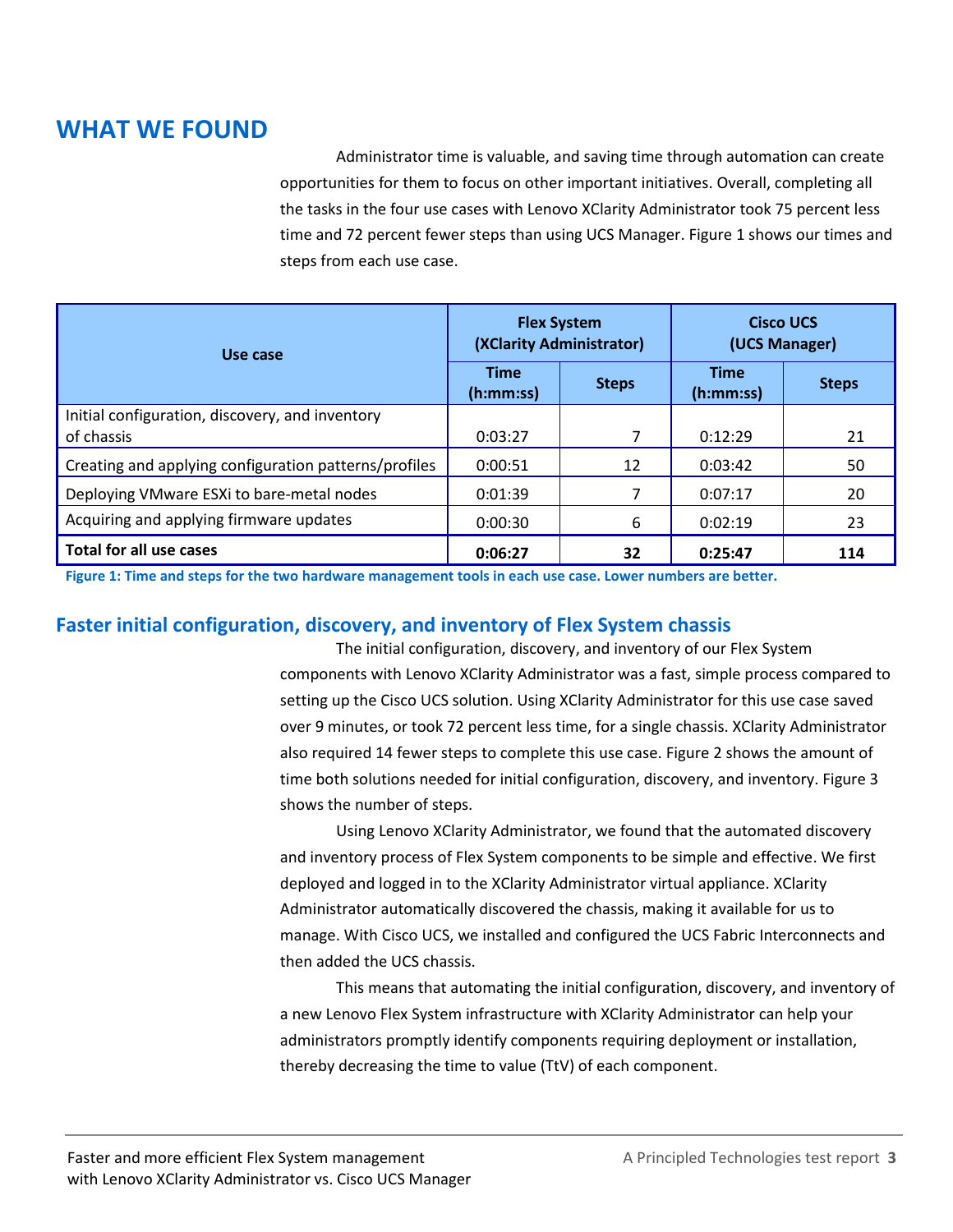# WHAT WE FOUND

Administrator time is valuable, and saving time through automation can create opportunities for them to focus on other important initiatives. Overall, completing all the tasks in the four use cases with Lenovo XClarity Administrator took 75 percent less time and 72 percent fewer steps than using UCS Manager. Figure 1 shows our times and steps from each use case.

| Use case | Flex System (XClarity Administrator) | | Cisco UCS (UCS Manager) | |
|---|---|---|---|---|
| | Time (h:mm:ss) | Steps | Time (h:mm:ss) | Steps |
| Initial configuration, discovery, and inventory of chassis | 0:03:27 | 7 | 0:12:29 | 21 |
| Creating and applying configuration patterns/profiles | 0:00:51 | 12 | 0:03:42 | 50 |
| Deploying VMware ESXi to bare-metal nodes | 0:01:39 | 7 | 0:07:17 | 20 |
| Acquiring and applying firmware updates | 0:00:30 | 6 | 0:02:19 | 23 |
| **Total for all use cases** | **0:06:27** | **32** | **0:25:47** | **114** |

**Figure 1: Time and steps for the two hardware management tools in each use case. Lower numbers are better.**

## Faster initial configuration, discovery, and inventory of Flex System chassis

The initial configuration, discovery, and inventory of our Flex System components with Lenovo XClarity Administrator was a fast, simple process compared to setting up the Cisco UCS solution. Using XClarity Administrator for this use case saved over 9 minutes, or took 72 percent less time, for a single chassis. XClarity Administrator also required 14 fewer steps to complete this use case. Figure 2 shows the amount of time both solutions needed for initial configuration, discovery, and inventory. Figure 3 shows the number of steps.

Using Lenovo XClarity Administrator, we found that the automated discovery and inventory process of Flex System components to be simple and effective. We first deployed and logged in to the XClarity Administrator virtual appliance. XClarity Administrator automatically discovered the chassis, making it available for us to manage. With Cisco UCS, we installed and configured the UCS Fabric Interconnects and then added the UCS chassis.

This means that automating the initial configuration, discovery, and inventory of a new Lenovo Flex System infrastructure with XClarity Administrator can help your administrators promptly identify components requiring deployment or installation, thereby decreasing the time to value (TtV) of each component.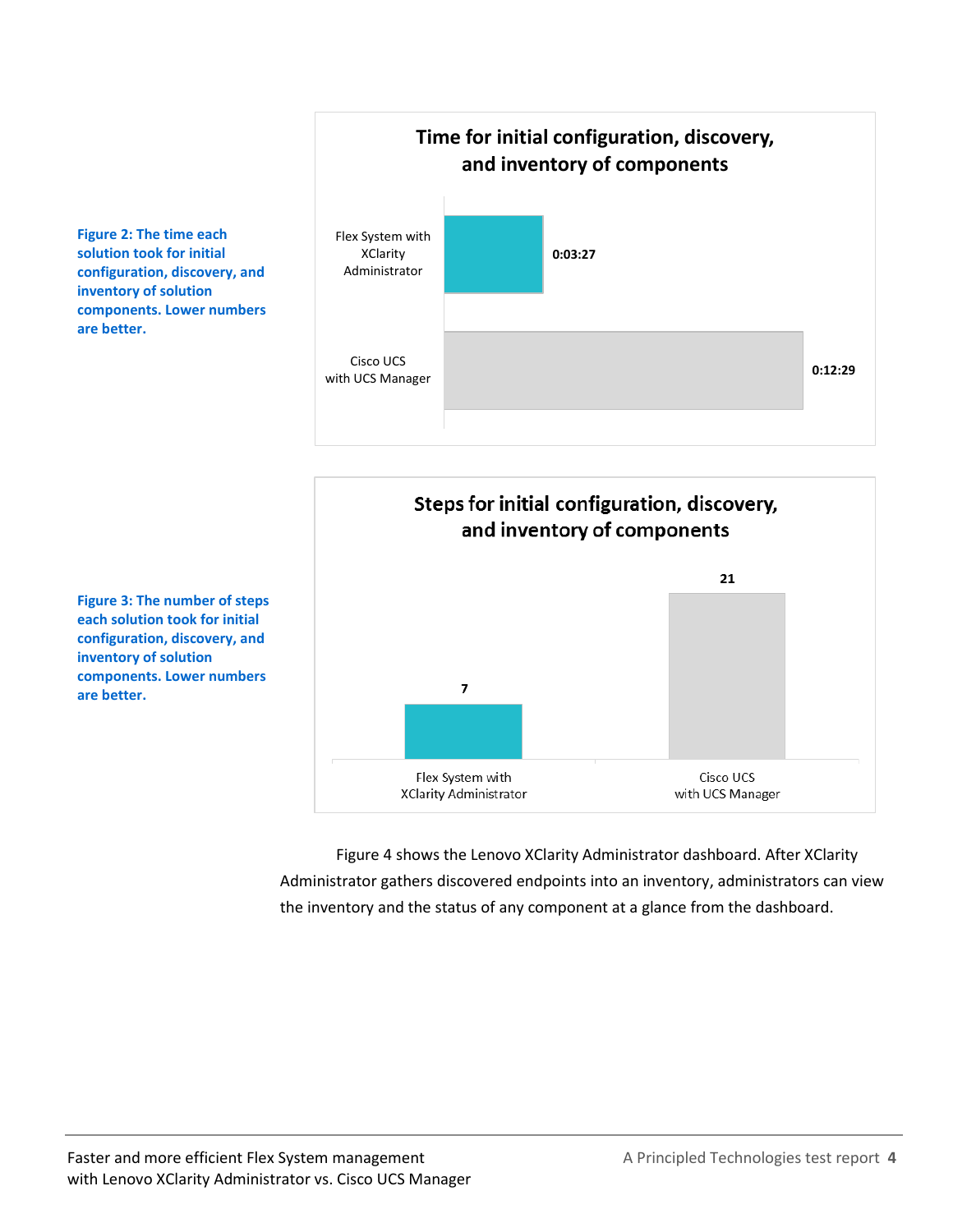**Figure 2: The time each solution took for initial configuration, discovery, and inventory of solution components. Lower numbers are better.**

**Time for initial configuration, discovery, and inventory of components**

| Solution | Time |
| --- | --- |
| Flex System with XClarity Administrator | 0:03:27 |
| Cisco UCS with UCS Manager | 0:12:29 |

**Figure 3: The number of steps each solution took for initial configuration, discovery, and inventory of solution components. Lower numbers are better.**

**Steps for initial configuration, discovery, and inventory of components**

| Solution | Steps |
| --- | --- |
| Flex System with XClarity Administrator | 7 |
| Cisco UCS with UCS Manager | 21 |

Figure 4 shows the Lenovo XClarity Administrator dashboard. After XClarity Administrator gathers discovered endpoints into an inventory, administrators can view the inventory and the status of any component at a glance from the dashboard.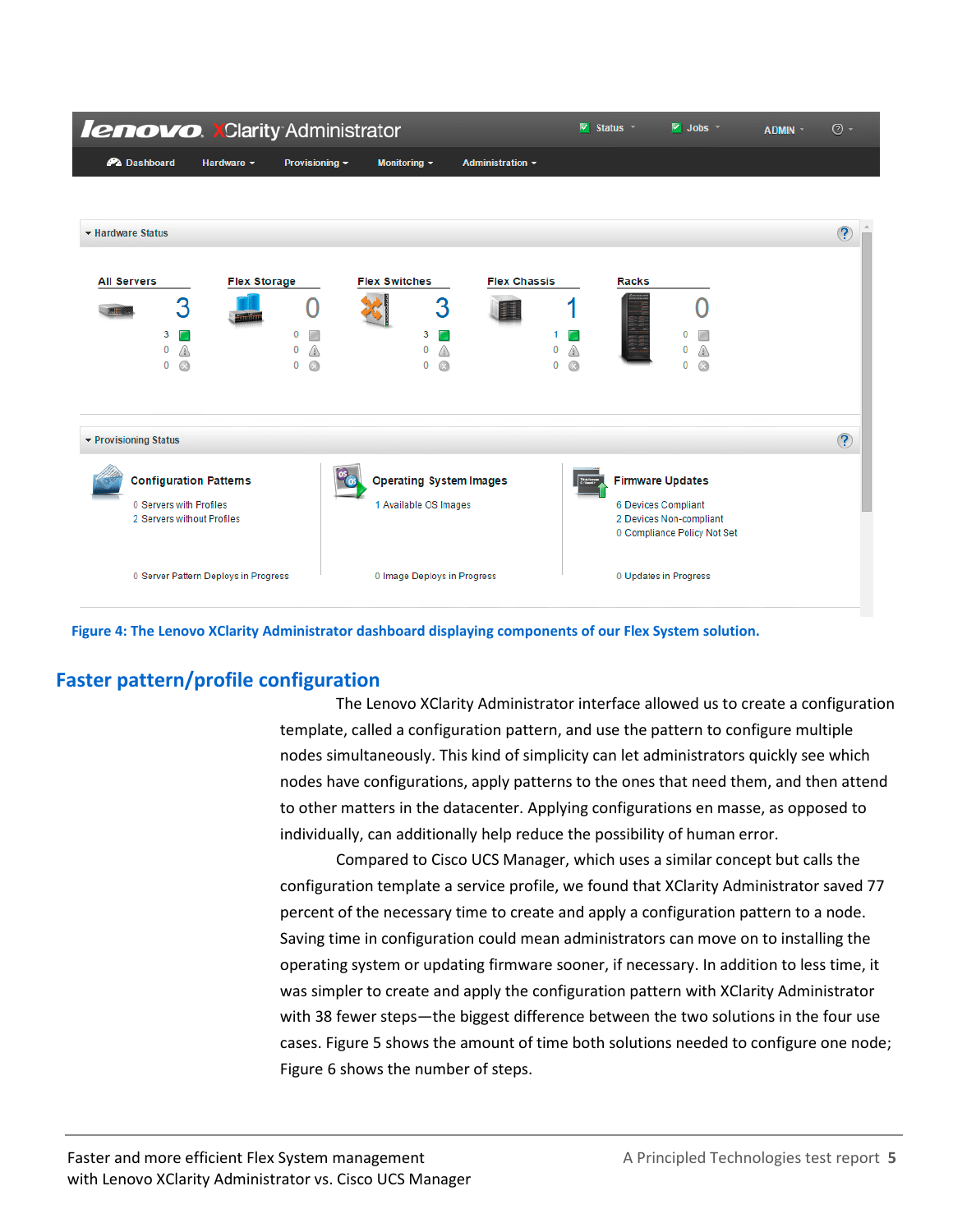Figure 4: The Lenovo XClarity Administrator dashboard displaying components of our Flex System solution.

## Faster pattern/profile configuration

The Lenovo XClarity Administrator interface allowed us to create a configuration template, called a configuration pattern, and use the pattern to configure multiple nodes simultaneously. This kind of simplicity can let administrators quickly see which nodes have configurations, apply patterns to the ones that need them, and then attend to other matters in the datacenter. Applying configurations en masse, as opposed to individually, can additionally help reduce the possibility of human error.

Compared to Cisco UCS Manager, which uses a similar concept but calls the configuration template a service profile, we found that XClarity Administrator saved 77 percent of the necessary time to create and apply a configuration pattern to a node. Saving time in configuration could mean administrators can move on to installing the operating system or updating firmware sooner, if necessary. In addition to less time, it was simpler to create and apply the configuration pattern with XClarity Administrator with 38 fewer steps—the biggest difference between the two solutions in the four use cases. Figure 5 shows the amount of time both solutions needed to configure one node; Figure 6 shows the number of steps.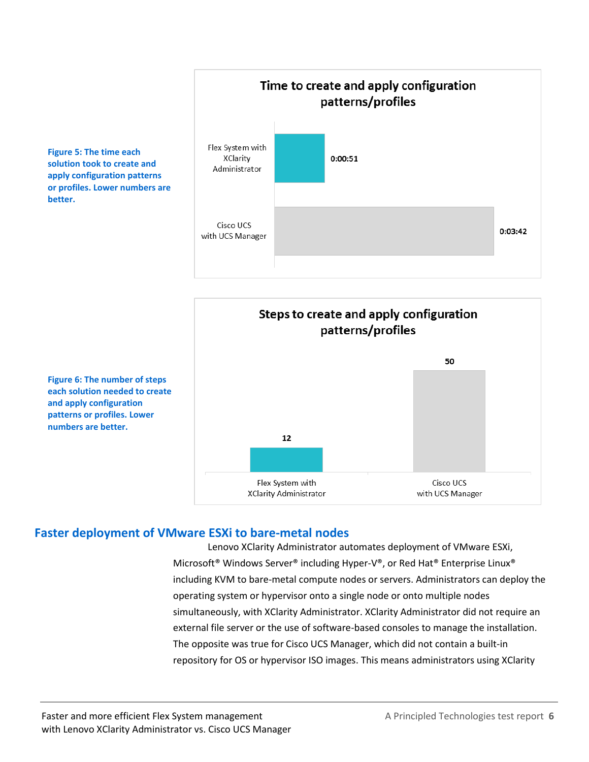Figure 5: The time each solution took to create and apply configuration patterns or profiles. Lower numbers are better.

**Time to create and apply configuration patterns/profiles**

| Solution | Time |
| --- | --- |
| Flex System with XClarity Administrator | 0:00:51 |
| Cisco UCS with UCS Manager | 0:03:42 |

Figure 6: The number of steps each solution needed to create and apply configuration patterns or profiles. Lower numbers are better.

**Steps to create and apply configuration patterns/profiles**

| Solution | Steps |
| --- | --- |
| Flex System with XClarity Administrator | 12 |
| Cisco UCS with UCS Manager | 50 |

## Faster deployment of VMware ESXi to bare-metal nodes

Lenovo XClarity Administrator automates deployment of VMware ESXi, Microsoft® Windows Server® including Hyper-V®, or Red Hat® Enterprise Linux® including KVM to bare-metal compute nodes or servers. Administrators can deploy the operating system or hypervisor onto a single node or onto multiple nodes simultaneously, with XClarity Administrator. XClarity Administrator did not require an external file server or the use of software-based consoles to manage the installation. The opposite was true for Cisco UCS Manager, which did not contain a built-in repository for OS or hypervisor ISO images. This means administrators using XClarity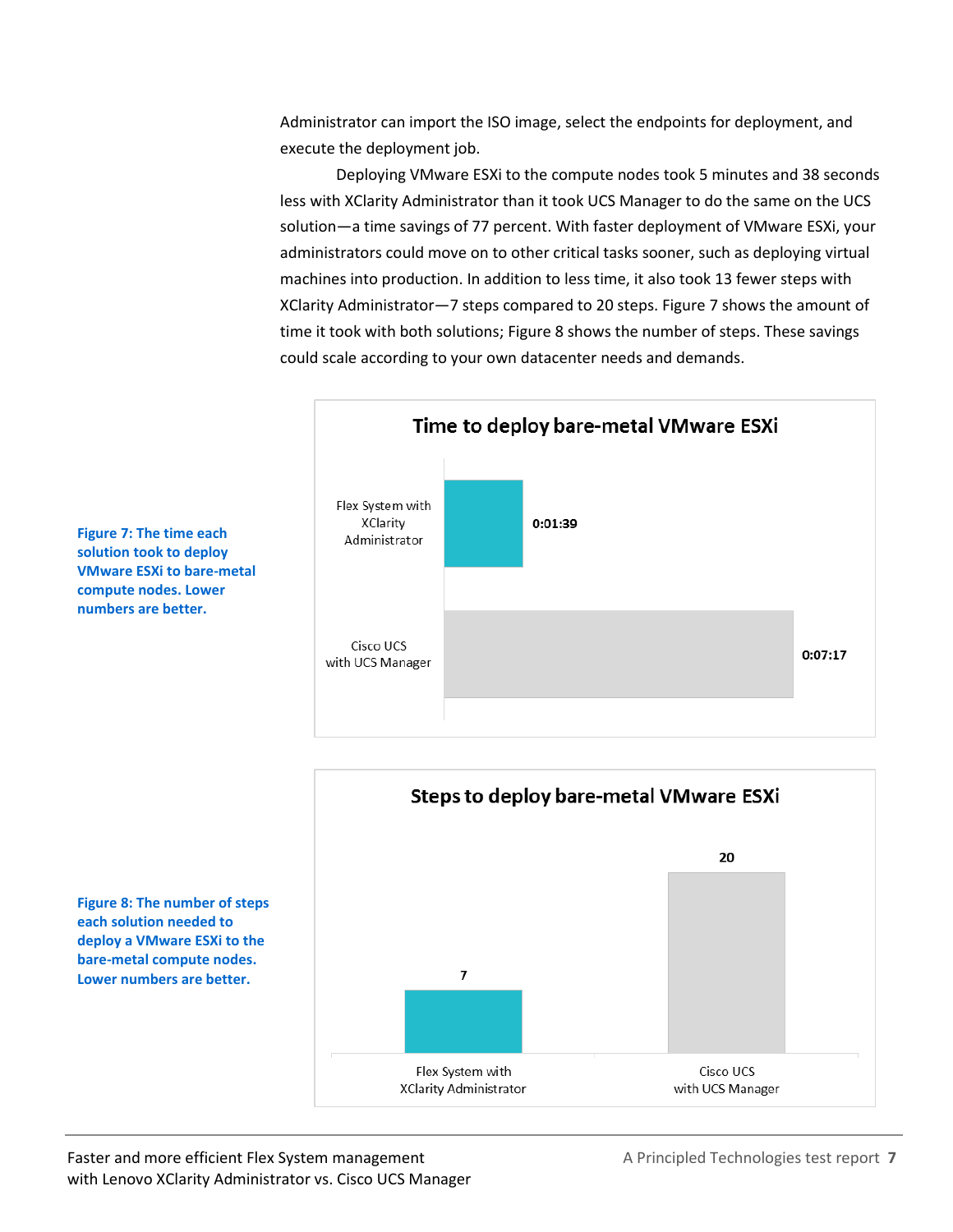Administrator can import the ISO image, select the endpoints for deployment, and execute the deployment job.

Deploying VMware ESXi to the compute nodes took 5 minutes and 38 seconds less with XClarity Administrator than it took UCS Manager to do the same on the UCS solution—a time savings of 77 percent. With faster deployment of VMware ESXi, your administrators could move on to other critical tasks sooner, such as deploying virtual machines into production. In addition to less time, it also took 13 fewer steps with XClarity Administrator—7 steps compared to 20 steps. Figure 7 shows the amount of time it took with both solutions; Figure 8 shows the number of steps. These savings could scale according to your own datacenter needs and demands.

**Time to deploy bare-metal VMware ESXi**

| Solution | Time |
|---|---|
| Flex System with XClarity Administrator | 0:01:39 |
| Cisco UCS with UCS Manager | 0:07:17 |

**Figure 7: The time each solution took to deploy VMware ESXi to bare-metal compute nodes. Lower numbers are better.**

**Steps to deploy bare-metal VMware ESXi**

| Solution | Steps |
|---|---|
| Flex System with XClarity Administrator | 7 |
| Cisco UCS with UCS Manager | 20 |

**Figure 8: The number of steps each solution needed to deploy a VMware ESXi to the bare-metal compute nodes. Lower numbers are better.**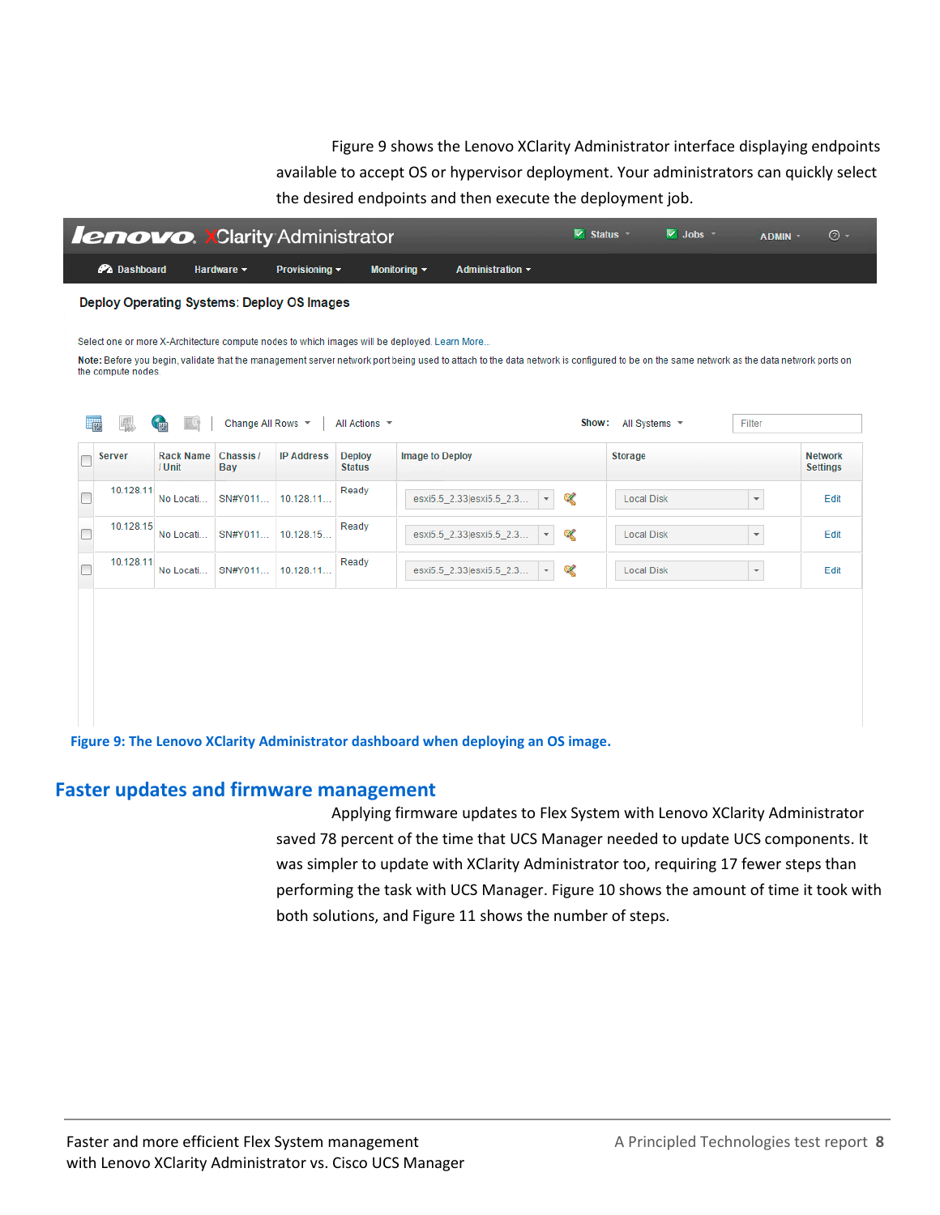Figure 9 shows the Lenovo XClarity Administrator interface displaying endpoints available to accept OS or hypervisor deployment. Your administrators can quickly select the desired endpoints and then execute the deployment job.

Figure 9: The Lenovo XClarity Administrator dashboard when deploying an OS image.

## Faster updates and firmware management

Applying firmware updates to Flex System with Lenovo XClarity Administrator saved 78 percent of the time that UCS Manager needed to update UCS components. It was simpler to update with XClarity Administrator too, requiring 17 fewer steps than performing the task with UCS Manager. Figure 10 shows the amount of time it took with both solutions, and Figure 11 shows the number of steps.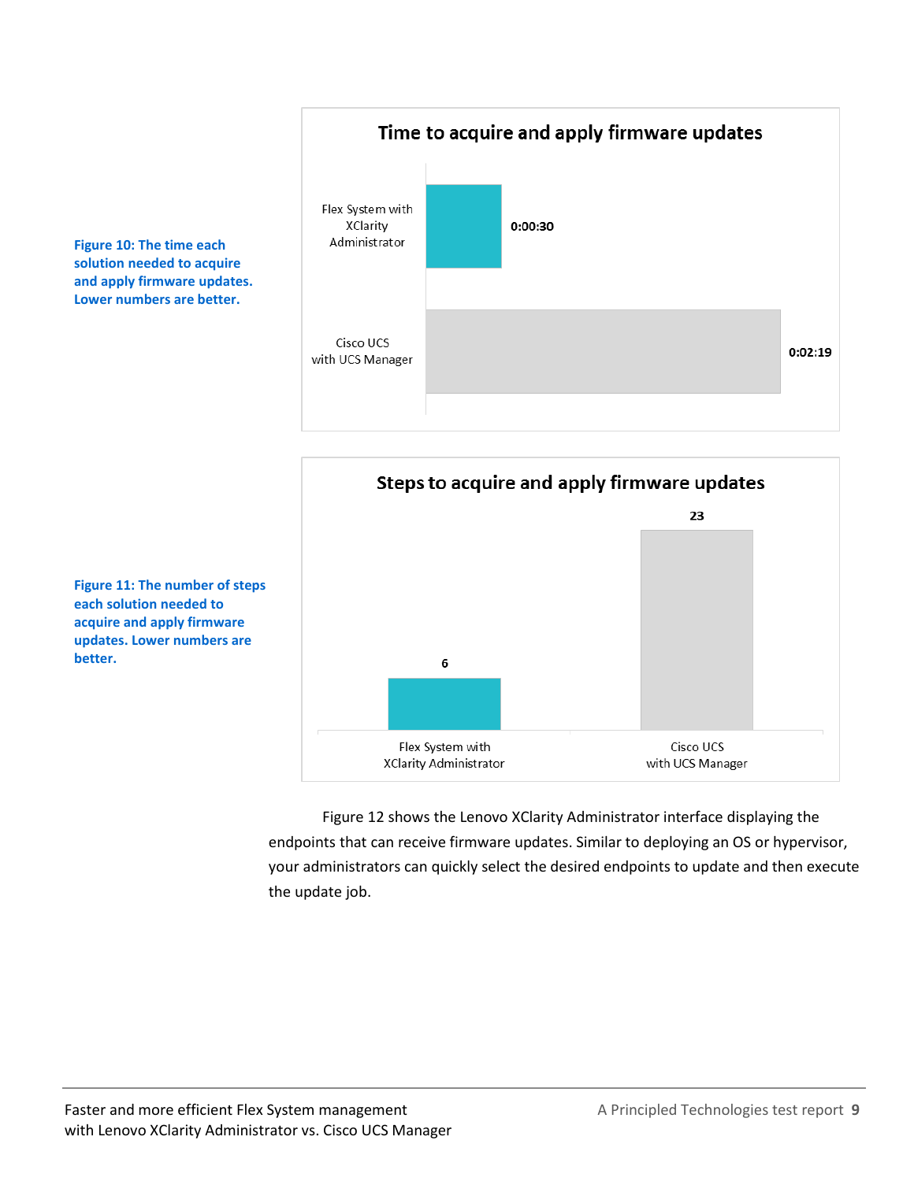Figure 10: The time each solution needed to acquire and apply firmware updates. Lower numbers are better.

**Time to acquire and apply firmware updates**

| Solution | Time |
| --- | --- |
| Flex System with XClarity Administrator | 0:00:30 |
| Cisco UCS with UCS Manager | 0:02:19 |

Figure 11: The number of steps each solution needed to acquire and apply firmware updates. Lower numbers are better.

**Steps to acquire and apply firmware updates**

| Solution | Steps |
| --- | --- |
| Flex System with XClarity Administrator | 6 |
| Cisco UCS with UCS Manager | 23 |

Figure 12 shows the Lenovo XClarity Administrator interface displaying the endpoints that can receive firmware updates. Similar to deploying an OS or hypervisor, your administrators can quickly select the desired endpoints to update and then execute the update job.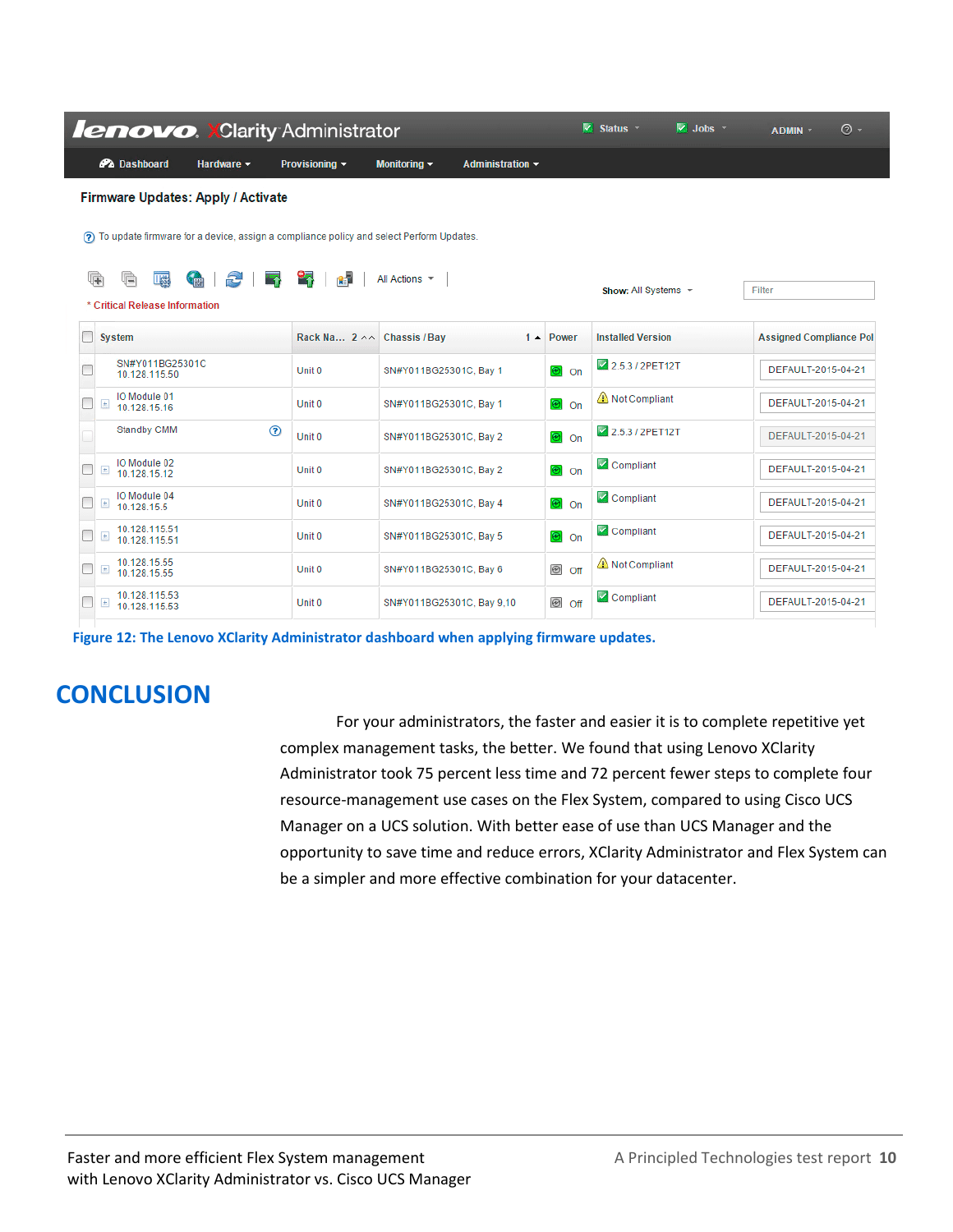Figure 12: The Lenovo XClarity Administrator dashboard when applying firmware updates.

## CONCLUSION

For your administrators, the faster and easier it is to complete repetitive yet complex management tasks, the better. We found that using Lenovo XClarity Administrator took 75 percent less time and 72 percent fewer steps to complete four resource-management use cases on the Flex System, compared to using Cisco UCS Manager on a UCS solution. With better ease of use than UCS Manager and the opportunity to save time and reduce errors, XClarity Administrator and Flex System can be a simpler and more effective combination for your datacenter.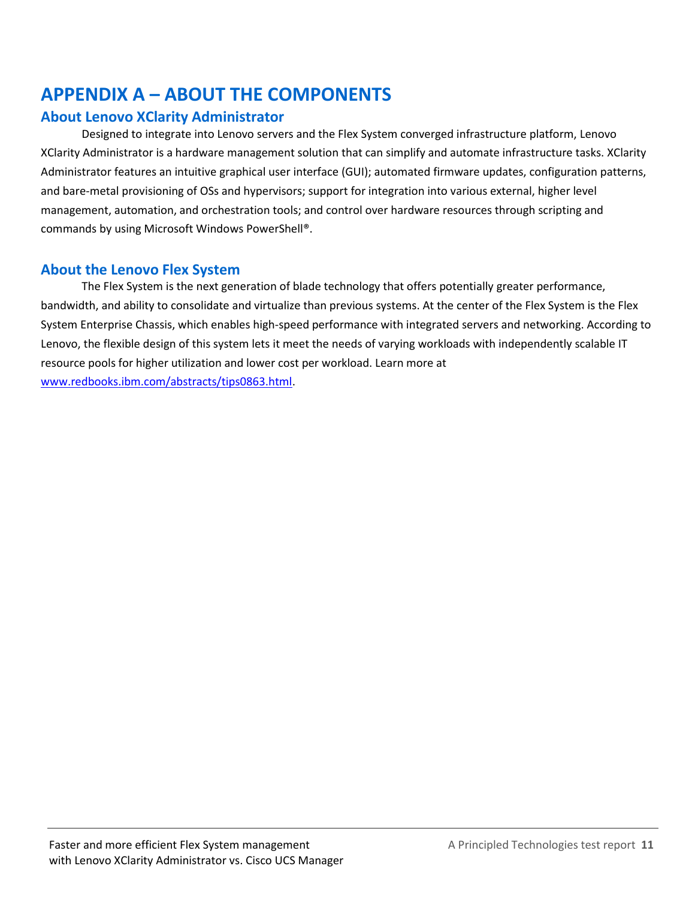# APPENDIX A – ABOUT THE COMPONENTS

## About Lenovo XClarity Administrator

Designed to integrate into Lenovo servers and the Flex System converged infrastructure platform, Lenovo XClarity Administrator is a hardware management solution that can simplify and automate infrastructure tasks. XClarity Administrator features an intuitive graphical user interface (GUI); automated firmware updates, configuration patterns, and bare-metal provisioning of OSs and hypervisors; support for integration into various external, higher level management, automation, and orchestration tools; and control over hardware resources through scripting and commands by using Microsoft Windows PowerShell®.

## About the Lenovo Flex System

The Flex System is the next generation of blade technology that offers potentially greater performance, bandwidth, and ability to consolidate and virtualize than previous systems. At the center of the Flex System is the Flex System Enterprise Chassis, which enables high-speed performance with integrated servers and networking. According to Lenovo, the flexible design of this system lets it meet the needs of varying workloads with independently scalable IT resource pools for higher utilization and lower cost per workload. Learn more at [www.redbooks.ibm.com/abstracts/tips0863.html](http://www.redbooks.ibm.com/abstracts/tips0863.html).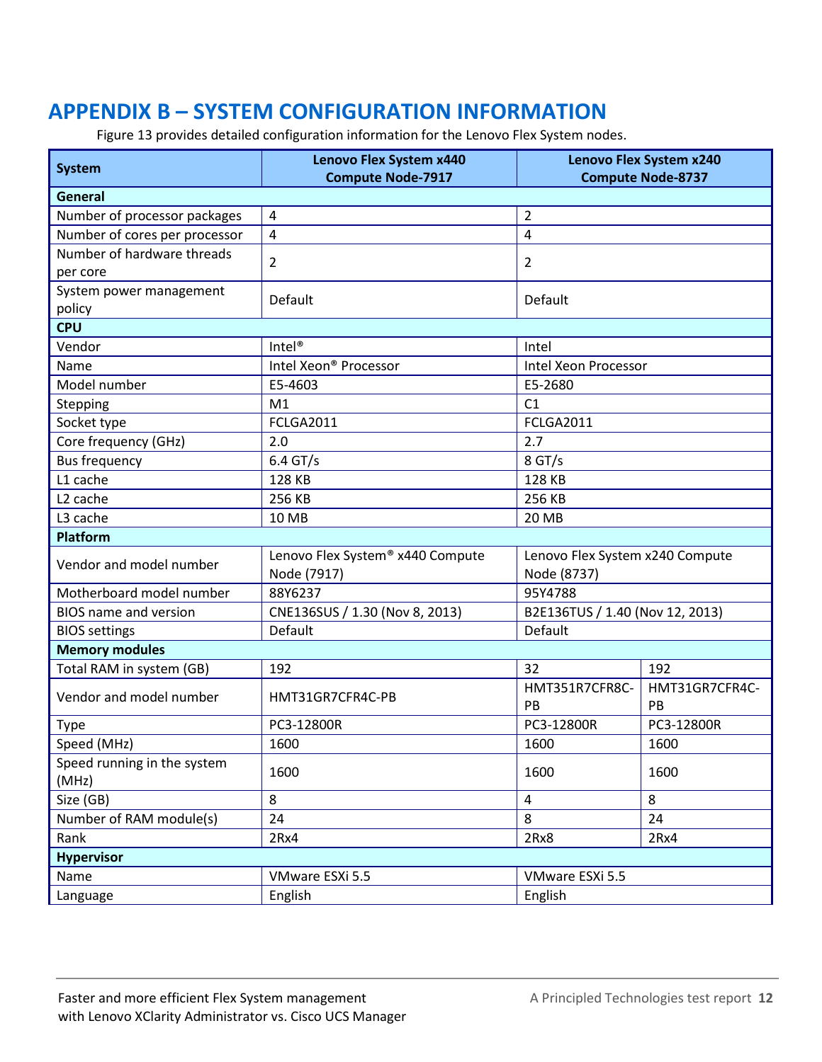# APPENDIX B – SYSTEM CONFIGURATION INFORMATION

Figure 13 provides detailed configuration information for the Lenovo Flex System nodes.

| System | Lenovo Flex System x440 Compute Node-7917 | Lenovo Flex System x240 Compute Node-8737 | |
|---|---|---|---|
| **General** | | | |
| Number of processor packages | 4 | 2 | |
| Number of cores per processor | 4 | 4 | |
| Number of hardware threads per core | 2 | 2 | |
| System power management policy | Default | Default | |
| **CPU** | | | |
| Vendor | Intel® | Intel | |
| Name | Intel Xeon® Processor | Intel Xeon Processor | |
| Model number | E5-4603 | E5-2680 | |
| Stepping | M1 | C1 | |
| Socket type | FCLGA2011 | FCLGA2011 | |
| Core frequency (GHz) | 2.0 | 2.7 | |
| Bus frequency | 6.4 GT/s | 8 GT/s | |
| L1 cache | 128 KB | 128 KB | |
| L2 cache | 256 KB | 256 KB | |
| L3 cache | 10 MB | 20 MB | |
| **Platform** | | | |
| Vendor and model number | Lenovo Flex System® x440 Compute Node (7917) | Lenovo Flex System x240 Compute Node (8737) | |
| Motherboard model number | 88Y6237 | 95Y4788 | |
| BIOS name and version | CNE136SUS / 1.30 (Nov 8, 2013) | B2E136TUS / 1.40 (Nov 12, 2013) | |
| BIOS settings | Default | Default | |
| **Memory modules** | | | |
| Total RAM in system (GB) | 192 | 32 | 192 |
| Vendor and model number | HMT31GR7CFR4C-PB | HMT351R7CFR8C-PB | HMT31GR7CFR4C-PB |
| Type | PC3-12800R | PC3-12800R | PC3-12800R |
| Speed (MHz) | 1600 | 1600 | 1600 |
| Speed running in the system (MHz) | 1600 | 1600 | 1600 |
| Size (GB) | 8 | 4 | 8 |
| Number of RAM module(s) | 24 | 8 | 24 |
| Rank | 2Rx4 | 2Rx8 | 2Rx4 |
| **Hypervisor** | | | |
| Name | VMware ESXi 5.5 | VMware ESXi 5.5 | |
| Language | English | English | |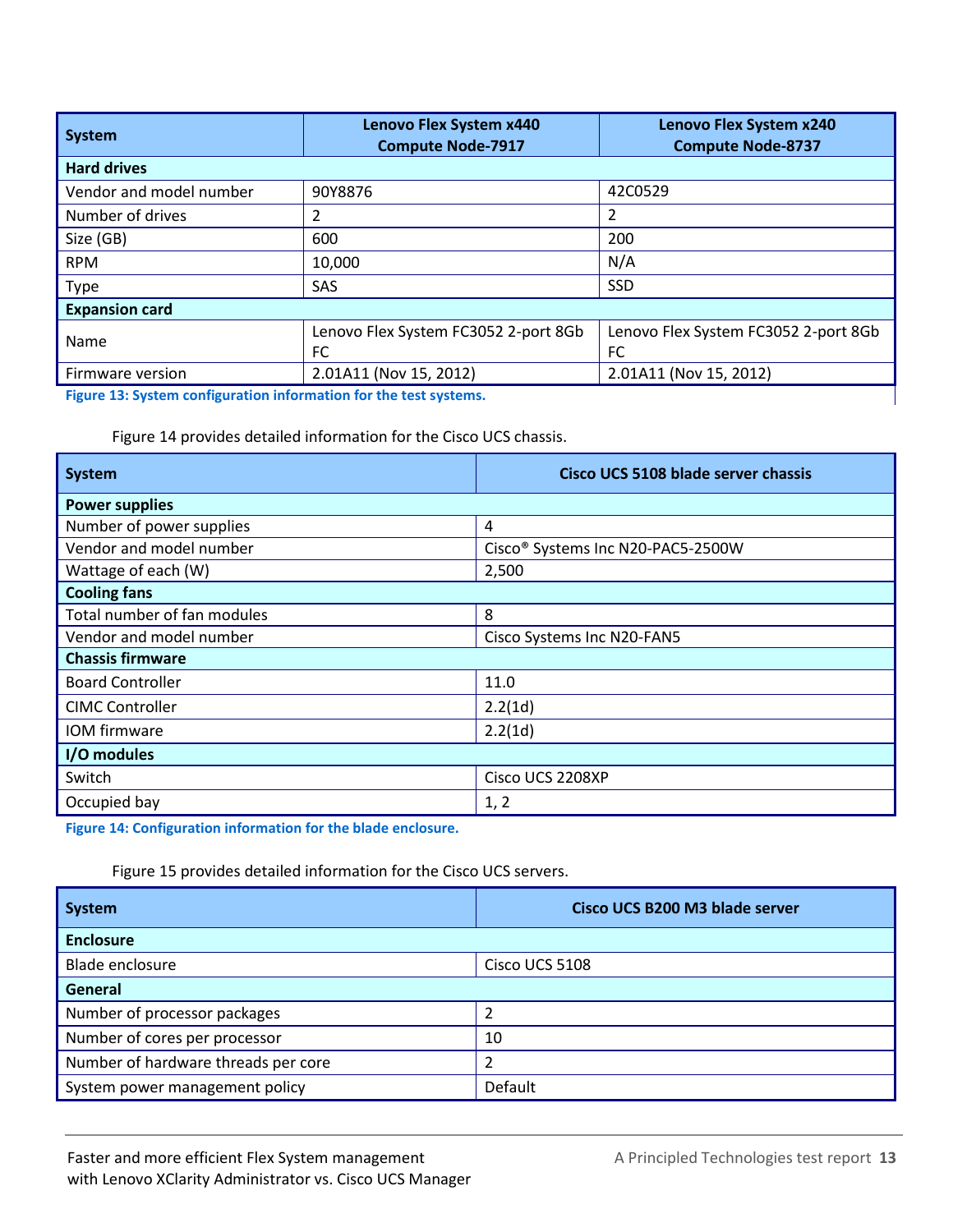| System | Lenovo Flex System x440 Compute Node-7917 | Lenovo Flex System x240 Compute Node-8737 |
| --- | --- | --- |
| **Hard drives** | | |
| Vendor and model number | 90Y8876 | 42C0529 |
| Number of drives | 2 | 2 |
| Size (GB) | 600 | 200 |
| RPM | 10,000 | N/A |
| Type | SAS | SSD |
| **Expansion card** | | |
| Name | Lenovo Flex System FC3052 2-port 8Gb FC | Lenovo Flex System FC3052 2-port 8Gb FC |
| Firmware version | 2.01A11 (Nov 15, 2012) | 2.01A11 (Nov 15, 2012) |

**Figure 13: System configuration information for the test systems.**

Figure 14 provides detailed information for the Cisco UCS chassis.

| System | Cisco UCS 5108 blade server chassis |
| --- | --- |
| **Power supplies** | |
| Number of power supplies | 4 |
| Vendor and model number | Cisco® Systems Inc N20-PAC5-2500W |
| Wattage of each (W) | 2,500 |
| **Cooling fans** | |
| Total number of fan modules | 8 |
| Vendor and model number | Cisco Systems Inc N20-FAN5 |
| **Chassis firmware** | |
| Board Controller | 11.0 |
| CIMC Controller | 2.2(1d) |
| IOM firmware | 2.2(1d) |
| **I/O modules** | |
| Switch | Cisco UCS 2208XP |
| Occupied bay | 1, 2 |

**Figure 14: Configuration information for the blade enclosure.**

Figure 15 provides detailed information for the Cisco UCS servers.

| System | Cisco UCS B200 M3 blade server |
| --- | --- |
| **Enclosure** | |
| Blade enclosure | Cisco UCS 5108 |
| **General** | |
| Number of processor packages | 2 |
| Number of cores per processor | 10 |
| Number of hardware threads per core | 2 |
| System power management policy | Default |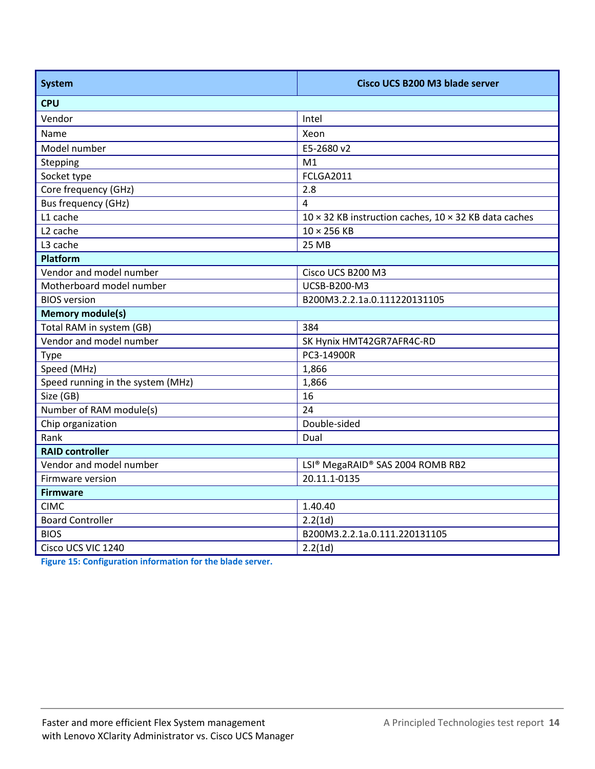| System | Cisco UCS B200 M3 blade server |
|---|---|
| **CPU** | |
| Vendor | Intel |
| Name | Xeon |
| Model number | E5-2680 v2 |
| Stepping | M1 |
| Socket type | FCLGA2011 |
| Core frequency (GHz) | 2.8 |
| Bus frequency (GHz) | 4 |
| L1 cache | 10 × 32 KB instruction caches, 10 × 32 KB data caches |
| L2 cache | 10 × 256 KB |
| L3 cache | 25 MB |
| **Platform** | |
| Vendor and model number | Cisco UCS B200 M3 |
| Motherboard model number | UCSB-B200-M3 |
| BIOS version | B200M3.2.2.1a.0.111220131105 |
| **Memory module(s)** | |
| Total RAM in system (GB) | 384 |
| Vendor and model number | SK Hynix HMT42GR7AFR4C-RD |
| Type | PC3-14900R |
| Speed (MHz) | 1,866 |
| Speed running in the system (MHz) | 1,866 |
| Size (GB) | 16 |
| Number of RAM module(s) | 24 |
| Chip organization | Double-sided |
| Rank | Dual |
| **RAID controller** | |
| Vendor and model number | LSI® MegaRAID® SAS 2004 ROMB RB2 |
| Firmware version | 20.11.1-0135 |
| **Firmware** | |
| CIMC | 1.40.40 |
| Board Controller | 2.2(1d) |
| BIOS | B200M3.2.2.1a.0.111.220131105 |
| Cisco UCS VIC 1240 | 2.2(1d) |

Figure 15: Configuration information for the blade server.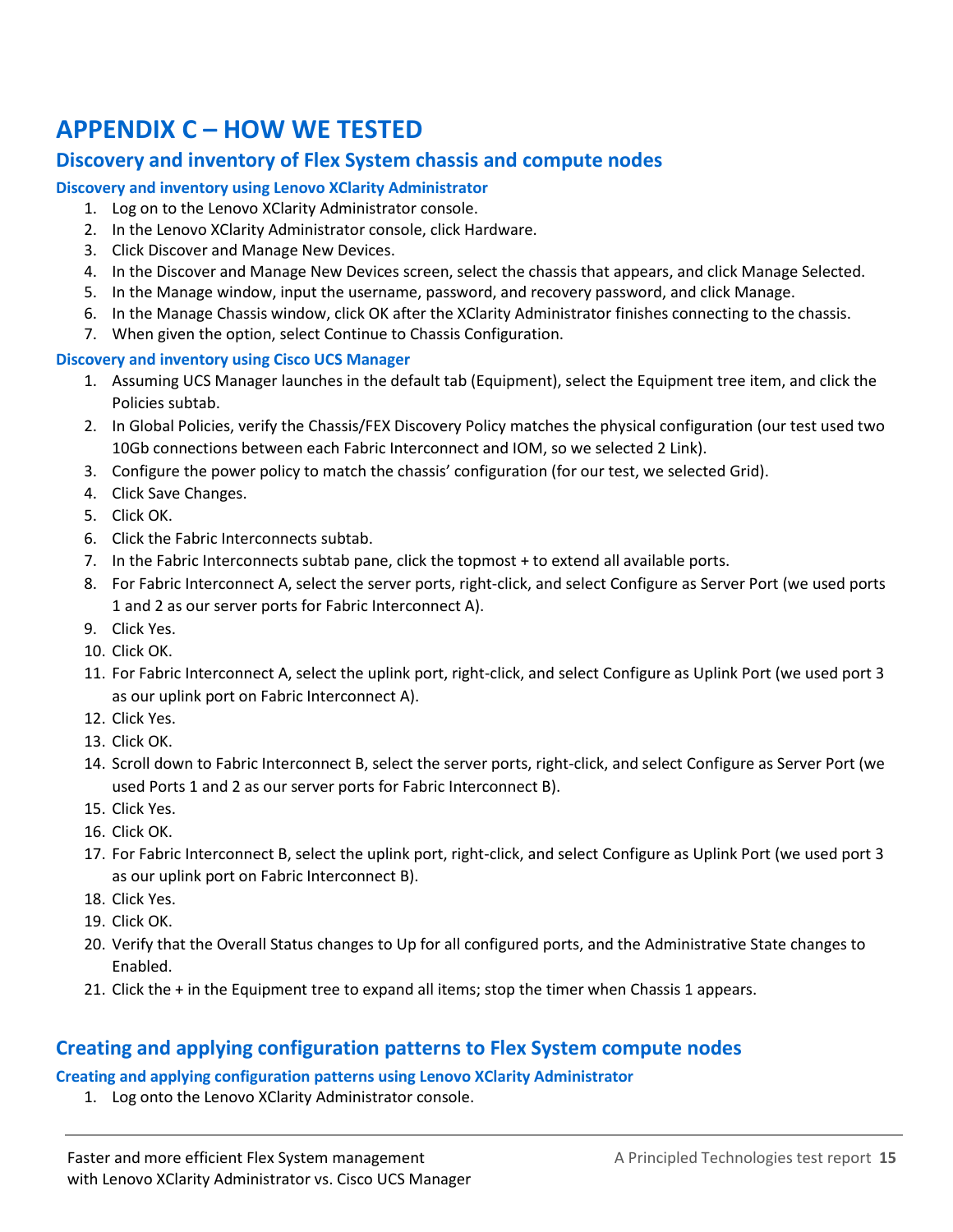# APPENDIX C – HOW WE TESTED

## Discovery and inventory of Flex System chassis and compute nodes

### Discovery and inventory using Lenovo XClarity Administrator

1. Log on to the Lenovo XClarity Administrator console.
2. In the Lenovo XClarity Administrator console, click Hardware.
3. Click Discover and Manage New Devices.
4. In the Discover and Manage New Devices screen, select the chassis that appears, and click Manage Selected.
5. In the Manage window, input the username, password, and recovery password, and click Manage.
6. In the Manage Chassis window, click OK after the XClarity Administrator finishes connecting to the chassis.
7. When given the option, select Continue to Chassis Configuration.

### Discovery and inventory using Cisco UCS Manager

1. Assuming UCS Manager launches in the default tab (Equipment), select the Equipment tree item, and click the Policies subtab.
2. In Global Policies, verify the Chassis/FEX Discovery Policy matches the physical configuration (our test used two 10Gb connections between each Fabric Interconnect and IOM, so we selected 2 Link).
3. Configure the power policy to match the chassis' configuration (for our test, we selected Grid).
4. Click Save Changes.
5. Click OK.
6. Click the Fabric Interconnects subtab.
7. In the Fabric Interconnects subtab pane, click the topmost + to extend all available ports.
8. For Fabric Interconnect A, select the server ports, right-click, and select Configure as Server Port (we used ports 1 and 2 as our server ports for Fabric Interconnect A).
9. Click Yes.
10. Click OK.
11. For Fabric Interconnect A, select the uplink port, right-click, and select Configure as Uplink Port (we used port 3 as our uplink port on Fabric Interconnect A).
12. Click Yes.
13. Click OK.
14. Scroll down to Fabric Interconnect B, select the server ports, right-click, and select Configure as Server Port (we used Ports 1 and 2 as our server ports for Fabric Interconnect B).
15. Click Yes.
16. Click OK.
17. For Fabric Interconnect B, select the uplink port, right-click, and select Configure as Uplink Port (we used port 3 as our uplink port on Fabric Interconnect B).
18. Click Yes.
19. Click OK.
20. Verify that the Overall Status changes to Up for all configured ports, and the Administrative State changes to Enabled.
21. Click the + in the Equipment tree to expand all items; stop the timer when Chassis 1 appears.

## Creating and applying configuration patterns to Flex System compute nodes

### Creating and applying configuration patterns using Lenovo XClarity Administrator

1. Log onto the Lenovo XClarity Administrator console.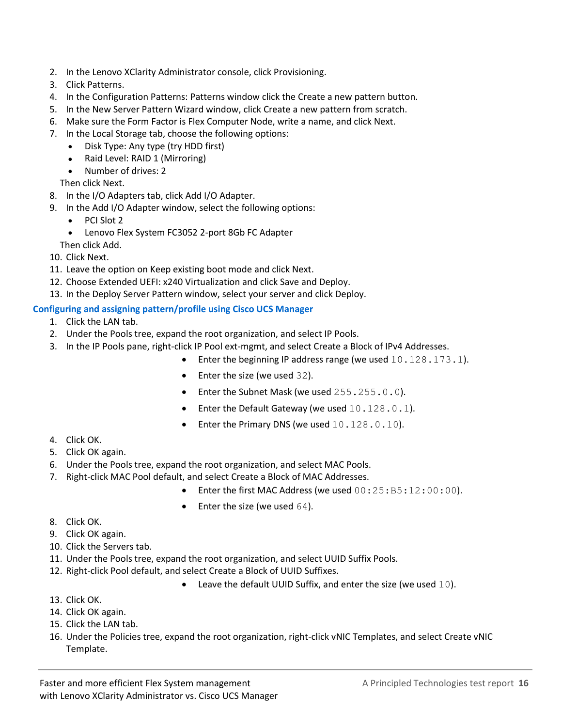2. In the Lenovo XClarity Administrator console, click Provisioning.
3. Click Patterns.
4. In the Configuration Patterns: Patterns window click the Create a new pattern button.
5. In the New Server Pattern Wizard window, click Create a new pattern from scratch.
6. Make sure the Form Factor is Flex Computer Node, write a name, and click Next.
7. In the Local Storage tab, choose the following options:
   - Disk Type: Any type (try HDD first)
   - Raid Level: RAID 1 (Mirroring)
   - Number of drives: 2

   Then click Next.
8. In the I/O Adapters tab, click Add I/O Adapter.
9. In the Add I/O Adapter window, select the following options:
   - PCI Slot 2
   - Lenovo Flex System FC3052 2-port 8Gb FC Adapter

   Then click Add.
10. Click Next.
11. Leave the option on Keep existing boot mode and click Next.
12. Choose Extended UEFI: x240 Virtualization and click Save and Deploy.
13. In the Deploy Server Pattern window, select your server and click Deploy.

### Configuring and assigning pattern/profile using Cisco UCS Manager

1. Click the LAN tab.
2. Under the Pools tree, expand the root organization, and select IP Pools.
3. In the IP Pools pane, right-click IP Pool ext-mgmt, and select Create a Block of IPv4 Addresses.
   - Enter the beginning IP address range (we used `10.128.173.1`).
   - Enter the size (we used `32`).
   - Enter the Subnet Mask (we used `255.255.0.0`).
   - Enter the Default Gateway (we used `10.128.0.1`).
   - Enter the Primary DNS (we used `10.128.0.10`).
4. Click OK.
5. Click OK again.
6. Under the Pools tree, expand the root organization, and select MAC Pools.
7. Right-click MAC Pool default, and select Create a Block of MAC Addresses.
   - Enter the first MAC Address (we used `00:25:B5:12:00:00`).
   - Enter the size (we used `64`).
8. Click OK.
9. Click OK again.
10. Click the Servers tab.
11. Under the Pools tree, expand the root organization, and select UUID Suffix Pools.
12. Right-click Pool default, and select Create a Block of UUID Suffixes.
    - Leave the default UUID Suffix, and enter the size (we used `10`).
13. Click OK.
14. Click OK again.
15. Click the LAN tab.
16. Under the Policies tree, expand the root organization, right-click vNIC Templates, and select Create vNIC Template.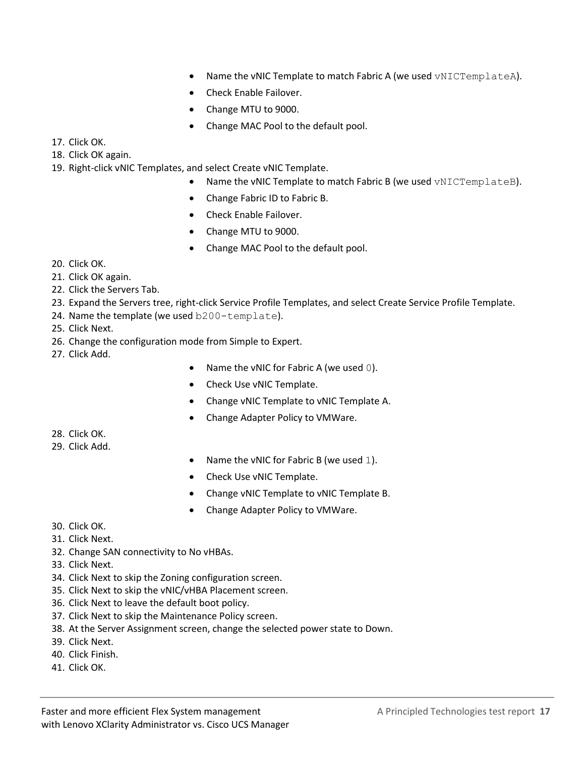- Name the vNIC Template to match Fabric A (we used `vNICTemplateA`).
- Check Enable Failover.
- Change MTU to 9000.
- Change MAC Pool to the default pool.

17. Click OK.
18. Click OK again.
19. Right-click vNIC Templates, and select Create vNIC Template.
    - Name the vNIC Template to match Fabric B (we used `vNICTemplateB`).
    - Change Fabric ID to Fabric B.
    - Check Enable Failover.
    - Change MTU to 9000.
    - Change MAC Pool to the default pool.
20. Click OK.
21. Click OK again.
22. Click the Servers Tab.
23. Expand the Servers tree, right-click Service Profile Templates, and select Create Service Profile Template.
24. Name the template (we used `b200-template`).
25. Click Next.
26. Change the configuration mode from Simple to Expert.
27. Click Add.
    - Name the vNIC for Fabric A (we used `0`).
    - Check Use vNIC Template.
    - Change vNIC Template to vNIC Template A.
    - Change Adapter Policy to VMWare.
28. Click OK.
29. Click Add.
    - Name the vNIC for Fabric B (we used `1`).
    - Check Use vNIC Template.
    - Change vNIC Template to vNIC Template B.
    - Change Adapter Policy to VMWare.
30. Click OK.
31. Click Next.
32. Change SAN connectivity to No vHBAs.
33. Click Next.
34. Click Next to skip the Zoning configuration screen.
35. Click Next to skip the vNIC/vHBA Placement screen.
36. Click Next to leave the default boot policy.
37. Click Next to skip the Maintenance Policy screen.
38. At the Server Assignment screen, change the selected power state to Down.
39. Click Next.
40. Click Finish.
41. Click OK.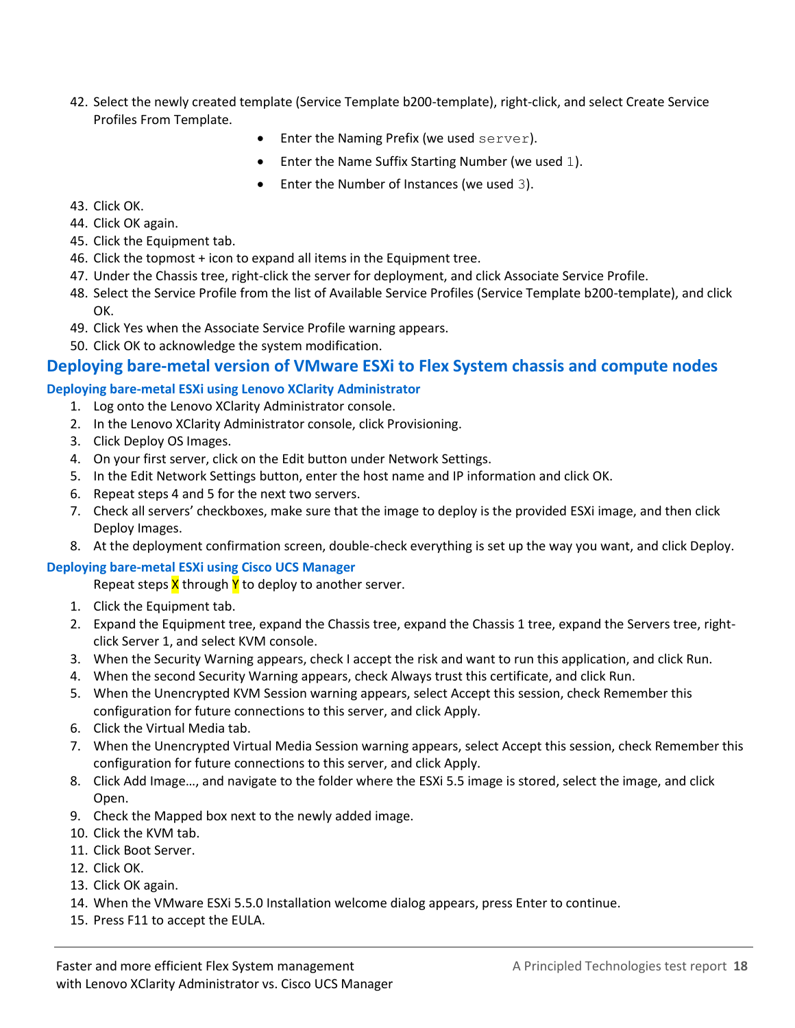42. Select the newly created template (Service Template b200-template), right-click, and select Create Service Profiles From Template.
    - Enter the Naming Prefix (we used `server`).
    - Enter the Name Suffix Starting Number (we used `1`).
    - Enter the Number of Instances (we used `3`).
43. Click OK.
44. Click OK again.
45. Click the Equipment tab.
46. Click the topmost + icon to expand all items in the Equipment tree.
47. Under the Chassis tree, right-click the server for deployment, and click Associate Service Profile.
48. Select the Service Profile from the list of Available Service Profiles (Service Template b200-template), and click OK.
49. Click Yes when the Associate Service Profile warning appears.
50. Click OK to acknowledge the system modification.

## Deploying bare-metal version of VMware ESXi to Flex System chassis and compute nodes

### Deploying bare-metal ESXi using Lenovo XClarity Administrator

1. Log onto the Lenovo XClarity Administrator console.
2. In the Lenovo XClarity Administrator console, click Provisioning.
3. Click Deploy OS Images.
4. On your first server, click on the Edit button under Network Settings.
5. In the Edit Network Settings button, enter the host name and IP information and click OK.
6. Repeat steps 4 and 5 for the next two servers.
7. Check all servers' checkboxes, make sure that the image to deploy is the provided ESXi image, and then click Deploy Images.
8. At the deployment confirmation screen, double-check everything is set up the way you want, and click Deploy.

### Deploying bare-metal ESXi using Cisco UCS Manager

Repeat steps X through Y to deploy to another server.

1. Click the Equipment tab.
2. Expand the Equipment tree, expand the Chassis tree, expand the Chassis 1 tree, expand the Servers tree, right-click Server 1, and select KVM console.
3. When the Security Warning appears, check I accept the risk and want to run this application, and click Run.
4. When the second Security Warning appears, check Always trust this certificate, and click Run.
5. When the Unencrypted KVM Session warning appears, select Accept this session, check Remember this configuration for future connections to this server, and click Apply.
6. Click the Virtual Media tab.
7. When the Unencrypted Virtual Media Session warning appears, select Accept this session, check Remember this configuration for future connections to this server, and click Apply.
8. Click Add Image…, and navigate to the folder where the ESXi 5.5 image is stored, select the image, and click Open.
9. Check the Mapped box next to the newly added image.
10. Click the KVM tab.
11. Click Boot Server.
12. Click OK.
13. Click OK again.
14. When the VMware ESXi 5.5.0 Installation welcome dialog appears, press Enter to continue.
15. Press F11 to accept the EULA.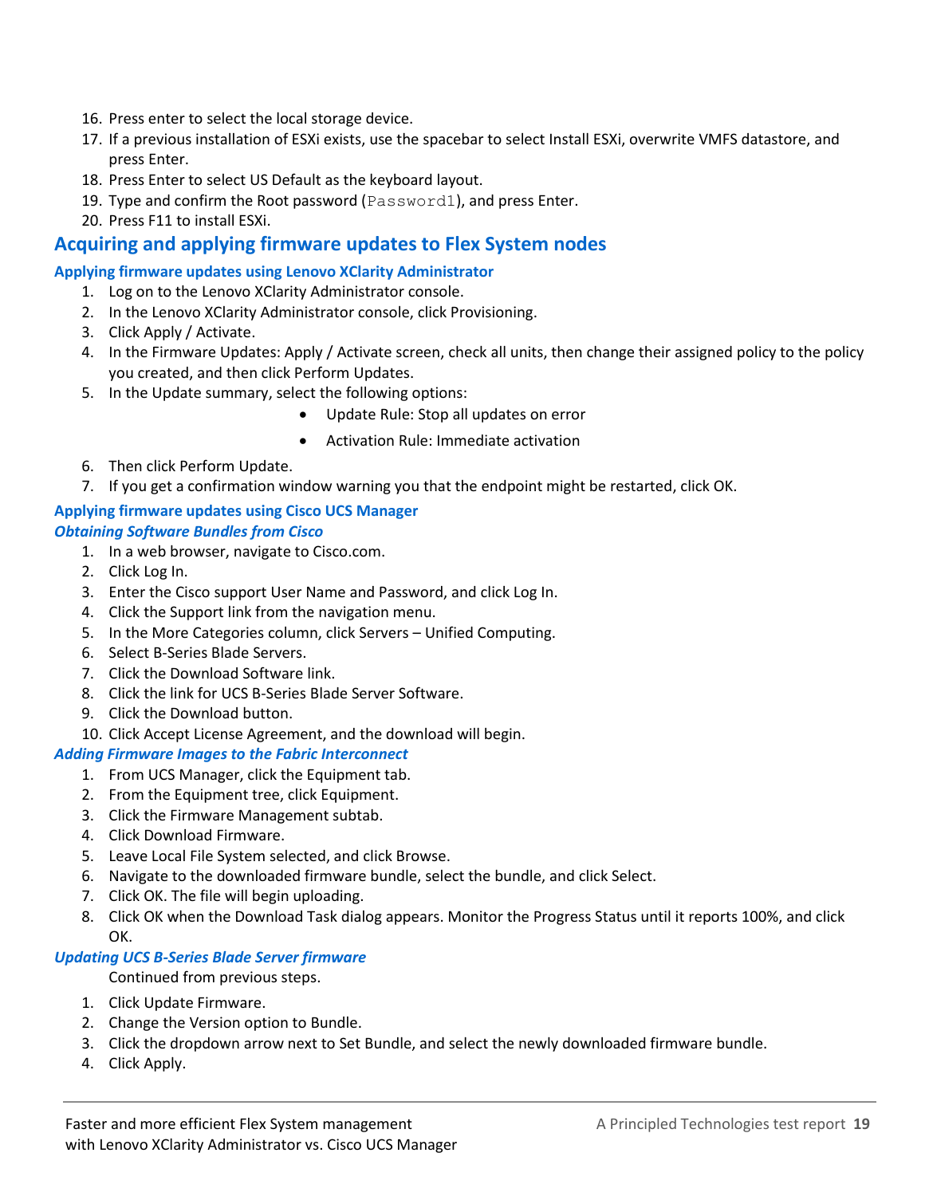16. Press enter to select the local storage device.
17. If a previous installation of ESXi exists, use the spacebar to select Install ESXi, overwrite VMFS datastore, and press Enter.
18. Press Enter to select US Default as the keyboard layout.
19. Type and confirm the Root password (`Password1`), and press Enter.
20. Press F11 to install ESXi.

## Acquiring and applying firmware updates to Flex System nodes

### Applying firmware updates using Lenovo XClarity Administrator

1. Log on to the Lenovo XClarity Administrator console.
2. In the Lenovo XClarity Administrator console, click Provisioning.
3. Click Apply / Activate.
4. In the Firmware Updates: Apply / Activate screen, check all units, then change their assigned policy to the policy you created, and then click Perform Updates.
5. In the Update summary, select the following options:
   - Update Rule: Stop all updates on error
   - Activation Rule: Immediate activation
6. Then click Perform Update.
7. If you get a confirmation window warning you that the endpoint might be restarted, click OK.

### Applying firmware updates using Cisco UCS Manager

#### *Obtaining Software Bundles from Cisco*

1. In a web browser, navigate to Cisco.com.
2. Click Log In.
3. Enter the Cisco support User Name and Password, and click Log In.
4. Click the Support link from the navigation menu.
5. In the More Categories column, click Servers – Unified Computing.
6. Select B-Series Blade Servers.
7. Click the Download Software link.
8. Click the link for UCS B-Series Blade Server Software.
9. Click the Download button.
10. Click Accept License Agreement, and the download will begin.

#### *Adding Firmware Images to the Fabric Interconnect*

1. From UCS Manager, click the Equipment tab.
2. From the Equipment tree, click Equipment.
3. Click the Firmware Management subtab.
4. Click Download Firmware.
5. Leave Local File System selected, and click Browse.
6. Navigate to the downloaded firmware bundle, select the bundle, and click Select.
7. Click OK. The file will begin uploading.
8. Click OK when the Download Task dialog appears. Monitor the Progress Status until it reports 100%, and click OK.

#### *Updating UCS B-Series Blade Server firmware*

Continued from previous steps.

1. Click Update Firmware.
2. Change the Version option to Bundle.
3. Click the dropdown arrow next to Set Bundle, and select the newly downloaded firmware bundle.
4. Click Apply.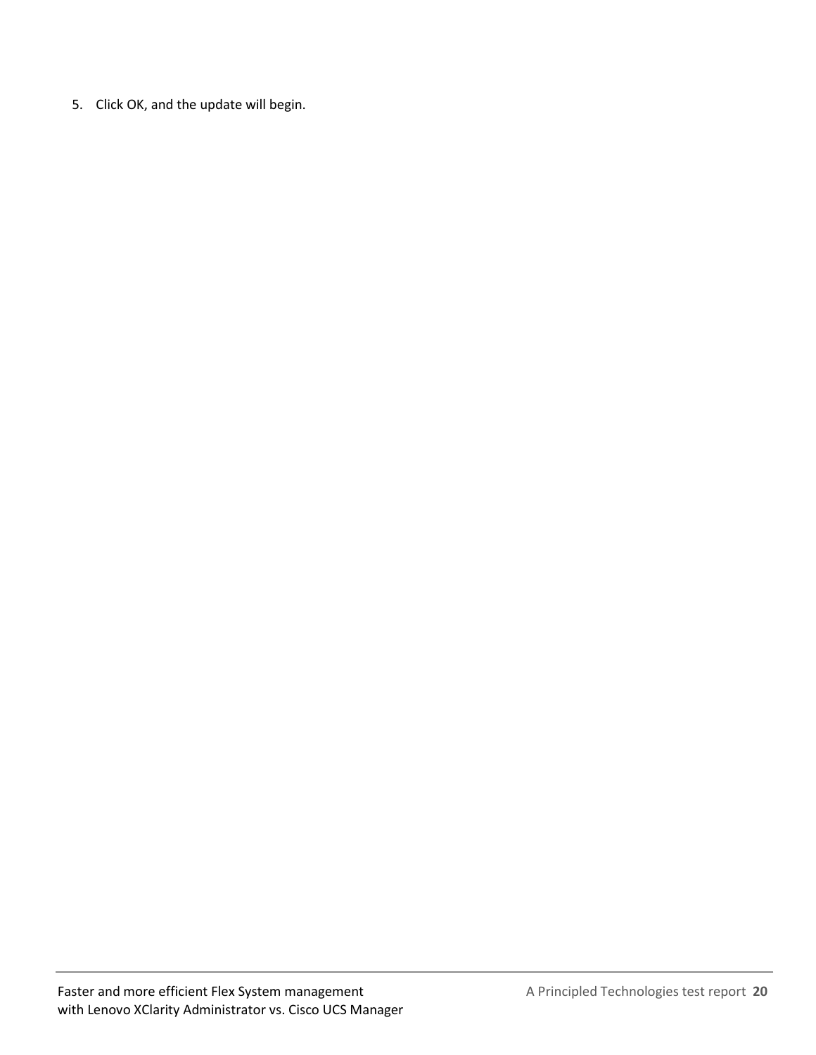5. Click OK, and the update will begin.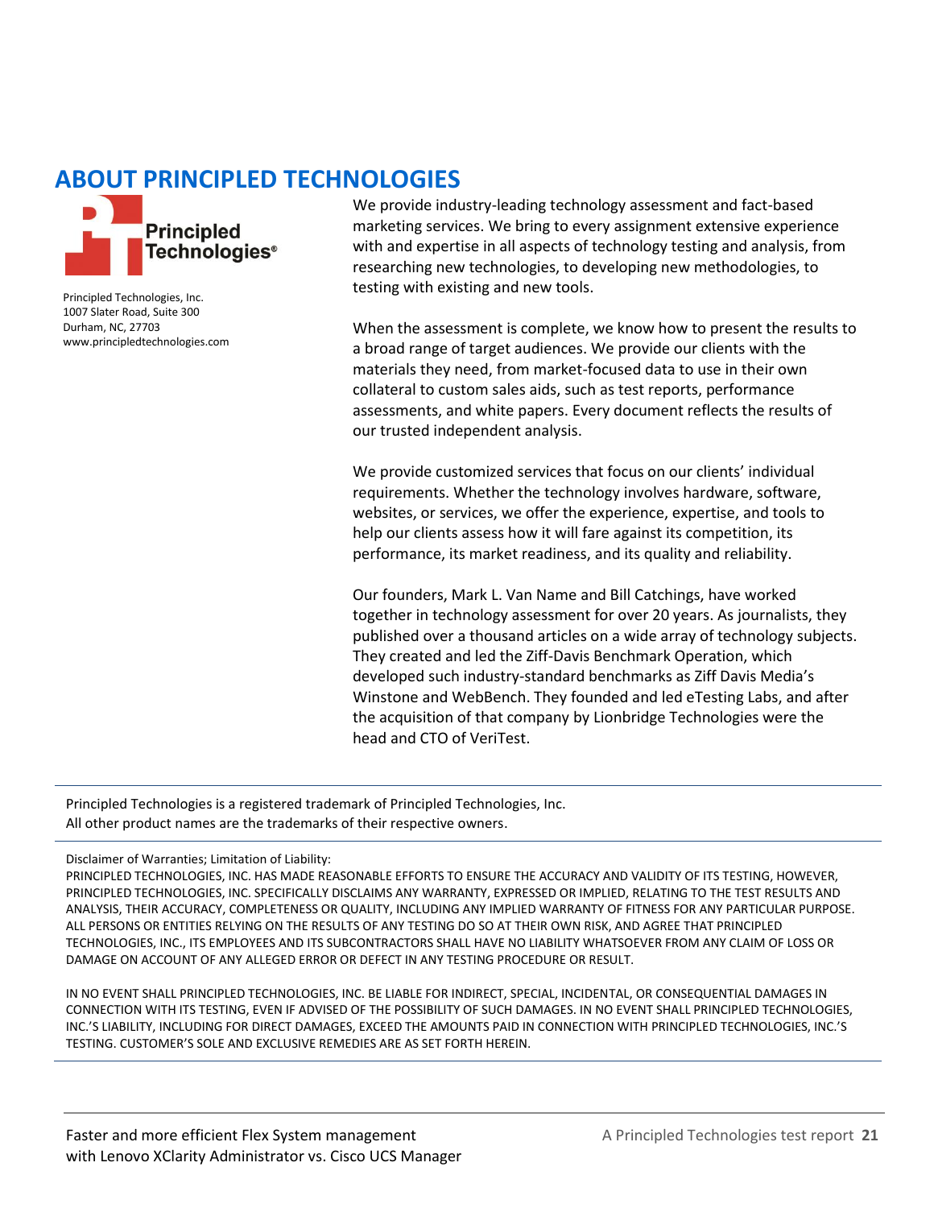## ABOUT PRINCIPLED TECHNOLOGIES

Principled Technologies, Inc.
1007 Slater Road, Suite 300
Durham, NC, 27703
www.principledtechnologies.com

We provide industry-leading technology assessment and fact-based marketing services. We bring to every assignment extensive experience with and expertise in all aspects of technology testing and analysis, from researching new technologies, to developing new methodologies, to testing with existing and new tools.

When the assessment is complete, we know how to present the results to a broad range of target audiences. We provide our clients with the materials they need, from market-focused data to use in their own collateral to custom sales aids, such as test reports, performance assessments, and white papers. Every document reflects the results of our trusted independent analysis.

We provide customized services that focus on our clients' individual requirements. Whether the technology involves hardware, software, websites, or services, we offer the experience, expertise, and tools to help our clients assess how it will fare against its competition, its performance, its market readiness, and its quality and reliability.

Our founders, Mark L. Van Name and Bill Catchings, have worked together in technology assessment for over 20 years. As journalists, they published over a thousand articles on a wide array of technology subjects. They created and led the Ziff-Davis Benchmark Operation, which developed such industry-standard benchmarks as Ziff Davis Media's Winstone and WebBench. They founded and led eTesting Labs, and after the acquisition of that company by Lionbridge Technologies were the head and CTO of VeriTest.

Principled Technologies is a registered trademark of Principled Technologies, Inc.
All other product names are the trademarks of their respective owners.

Disclaimer of Warranties; Limitation of Liability:
PRINCIPLED TECHNOLOGIES, INC. HAS MADE REASONABLE EFFORTS TO ENSURE THE ACCURACY AND VALIDITY OF ITS TESTING, HOWEVER, PRINCIPLED TECHNOLOGIES, INC. SPECIFICALLY DISCLAIMS ANY WARRANTY, EXPRESSED OR IMPLIED, RELATING TO THE TEST RESULTS AND ANALYSIS, THEIR ACCURACY, COMPLETENESS OR QUALITY, INCLUDING ANY IMPLIED WARRANTY OF FITNESS FOR ANY PARTICULAR PURPOSE. ALL PERSONS OR ENTITIES RELYING ON THE RESULTS OF ANY TESTING DO SO AT THEIR OWN RISK, AND AGREE THAT PRINCIPLED TECHNOLOGIES, INC., ITS EMPLOYEES AND ITS SUBCONTRACTORS SHALL HAVE NO LIABILITY WHATSOEVER FROM ANY CLAIM OF LOSS OR DAMAGE ON ACCOUNT OF ANY ALLEGED ERROR OR DEFECT IN ANY TESTING PROCEDURE OR RESULT.

IN NO EVENT SHALL PRINCIPLED TECHNOLOGIES, INC. BE LIABLE FOR INDIRECT, SPECIAL, INCIDENTAL, OR CONSEQUENTIAL DAMAGES IN CONNECTION WITH ITS TESTING, EVEN IF ADVISED OF THE POSSIBILITY OF SUCH DAMAGES. IN NO EVENT SHALL PRINCIPLED TECHNOLOGIES, INC.'S LIABILITY, INCLUDING FOR DIRECT DAMAGES, EXCEED THE AMOUNTS PAID IN CONNECTION WITH PRINCIPLED TECHNOLOGIES, INC.'S TESTING. CUSTOMER'S SOLE AND EXCLUSIVE REMEDIES ARE AS SET FORTH HEREIN.